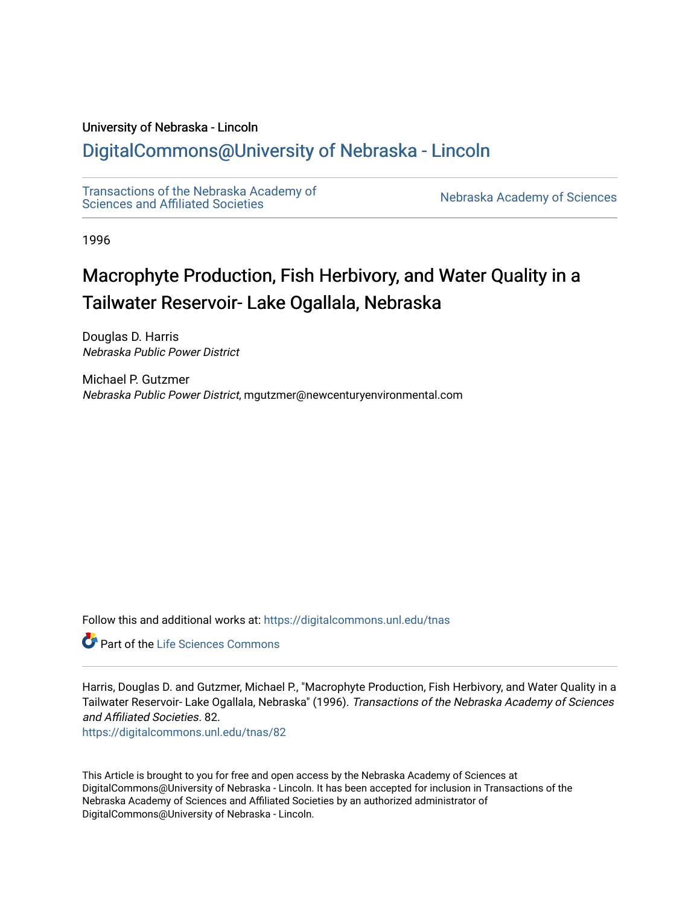University of Nebraska - Lincoln

## DigitalCommons@University of Nebraska - Lincoln

Transactions of the Nebraska Academy of Sciences and Affiliated Societies

Nebraska Academy of Sciences

1996

# Macrophyte Production, Fish Herbivory, and Water Quality in a Tailwater Reservoir- Lake Ogallala, Nebraska

Douglas D. Harris
*Nebraska Public Power District*

Michael P. Gutzmer
*Nebraska Public Power District*, mgutzmer@newcenturyenvironmental.com

Follow this and additional works at: https://digitalcommons.unl.edu/tnas

Part of the Life Sciences Commons

Harris, Douglas D. and Gutzmer, Michael P., "Macrophyte Production, Fish Herbivory, and Water Quality in a Tailwater Reservoir- Lake Ogallala, Nebraska" (1996). *Transactions of the Nebraska Academy of Sciences and Affiliated Societies*. 82.
https://digitalcommons.unl.edu/tnas/82

This Article is brought to you for free and open access by the Nebraska Academy of Sciences at DigitalCommons@University of Nebraska - Lincoln. It has been accepted for inclusion in Transactions of the Nebraska Academy of Sciences and Affiliated Societies by an authorized administrator of DigitalCommons@University of Nebraska - Lincoln.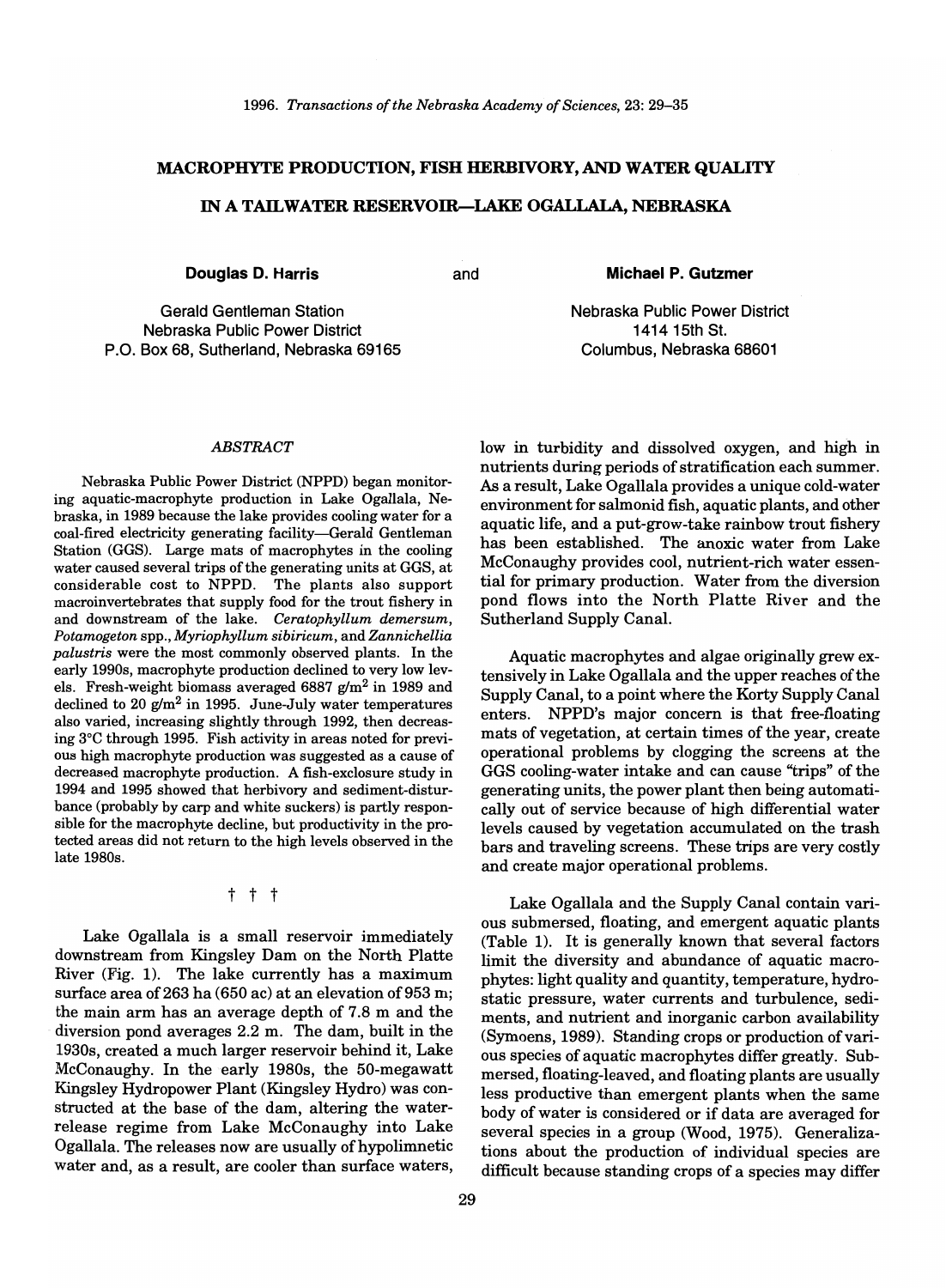# MACROPHYTE PRODUCTION, FISH HERBIVORY, AND WATER QUALITY IN A TAILWATER RESERVOIR—LAKE OGALLALA, NEBRASKA

**Douglas D. Harris**

Gerald Gentleman Station
Nebraska Public Power District
P.O. Box 68, Sutherland, Nebraska 69165

and

**Michael P. Gutzmer**

Nebraska Public Power District
1414 15th St.
Columbus, Nebraska 68601

*ABSTRACT*

Nebraska Public Power District (NPPD) began monitoring aquatic-macrophyte production in Lake Ogallala, Nebraska, in 1989 because the lake provides cooling water for a coal-fired electricity generating facility—Gerald Gentleman Station (GGS). Large mats of macrophytes in the cooling water caused several trips of the generating units at GGS, at considerable cost to NPPD. The plants also support macroinvertebrates that supply food for the trout fishery in and downstream of the lake. *Ceratophyllum demersum*, *Potamogeton* spp., *Myriophyllum sibiricum*, and *Zannichellia palustris* were the most commonly observed plants. In the early 1990s, macrophyte production declined to very low levels. Fresh-weight biomass averaged 6887 g/m$^2$ in 1989 and declined to 20 g/m$^2$ in 1995. June-July water temperatures also varied, increasing slightly through 1992, then decreasing 3°C through 1995. Fish activity in areas noted for previous high macrophyte production was suggested as a cause of decreased macrophyte production. A fish-exclosure study in 1994 and 1995 showed that herbivory and sediment-disturbance (probably by carp and white suckers) is partly responsible for the macrophyte decline, but productivity in the protected areas did not return to the high levels observed in the late 1980s.

† † †

Lake Ogallala is a small reservoir immediately downstream from Kingsley Dam on the North Platte River (Fig. 1). The lake currently has a maximum surface area of 263 ha (650 ac) at an elevation of 953 m; the main arm has an average depth of 7.8 m and the diversion pond averages 2.2 m. The dam, built in the 1930s, created a much larger reservoir behind it, Lake McConaughy. In the early 1980s, the 50-megawatt Kingsley Hydropower Plant (Kingsley Hydro) was constructed at the base of the dam, altering the water-release regime from Lake McConaughy into Lake Ogallala. The releases now are usually of hypolimnetic water and, as a result, are cooler than surface waters, low in turbidity and dissolved oxygen, and high in nutrients during periods of stratification each summer. As a result, Lake Ogallala provides a unique cold-water environment for salmonid fish, aquatic plants, and other aquatic life, and a put-grow-take rainbow trout fishery has been established. The anoxic water from Lake McConaughy provides cool, nutrient-rich water essential for primary production. Water from the diversion pond flows into the North Platte River and the Sutherland Supply Canal.

Aquatic macrophytes and algae originally grew extensively in Lake Ogallala and the upper reaches of the Supply Canal, to a point where the Korty Supply Canal enters. NPPD's major concern is that free-floating mats of vegetation, at certain times of the year, create operational problems by clogging the screens at the GGS cooling-water intake and can cause "trips" of the generating units, the power plant then being automatically out of service because of high differential water levels caused by vegetation accumulated on the trash bars and traveling screens. These trips are very costly and create major operational problems.

Lake Ogallala and the Supply Canal contain various submersed, floating, and emergent aquatic plants (Table 1). It is generally known that several factors limit the diversity and abundance of aquatic macrophytes: light quality and quantity, temperature, hydrostatic pressure, water currents and turbulence, sediments, and nutrient and inorganic carbon availability (Symoens, 1989). Standing crops or production of various species of aquatic macrophytes differ greatly. Submersed, floating-leaved, and floating plants are usually less productive than emergent plants when the same body of water is considered or if data are averaged for several species in a group (Wood, 1975). Generalizations about the production of individual species are difficult because standing crops of a species may differ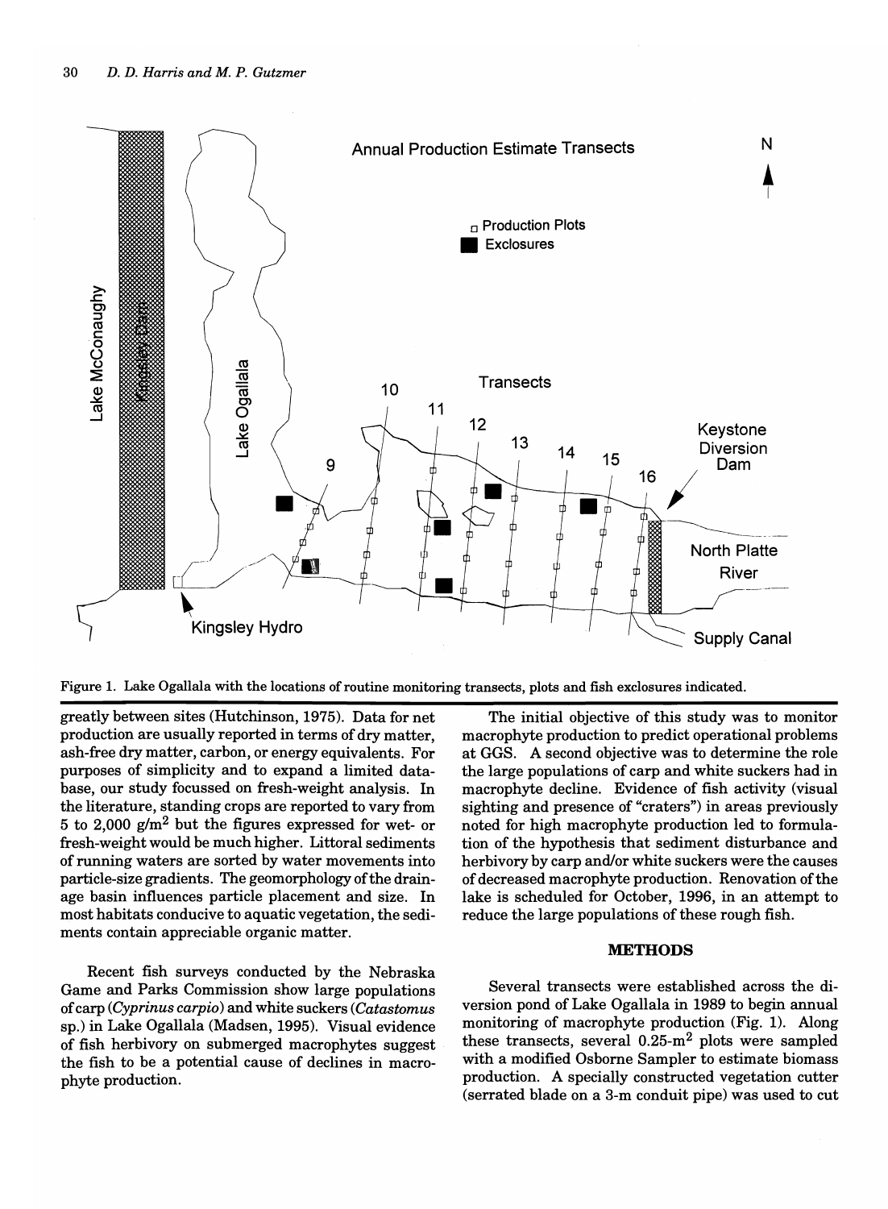Figure 1. Lake Ogallala with the locations of routine monitoring transects, plots and fish exclosures indicated.

greatly between sites (Hutchinson, 1975). Data for net production are usually reported in terms of dry matter, ash-free dry matter, carbon, or energy equivalents. For purposes of simplicity and to expand a limited database, our study focussed on fresh-weight analysis. In the literature, standing crops are reported to vary from 5 to 2,000 g/m$^2$ but the figures expressed for wet- or fresh-weight would be much higher. Littoral sediments of running waters are sorted by water movements into particle-size gradients. The geomorphology of the drainage basin influences particle placement and size. In most habitats conducive to aquatic vegetation, the sediments contain appreciable organic matter.

Recent fish surveys conducted by the Nebraska Game and Parks Commission show large populations of carp (*Cyprinus carpio*) and white suckers (*Catastomus* sp.) in Lake Ogallala (Madsen, 1995). Visual evidence of fish herbivory on submerged macrophytes suggest the fish to be a potential cause of declines in macrophyte production.

The initial objective of this study was to monitor macrophyte production to predict operational problems at GGS. A second objective was to determine the role the large populations of carp and white suckers had in macrophyte decline. Evidence of fish activity (visual sighting and presence of "craters") in areas previously noted for high macrophyte production led to formulation of the hypothesis that sediment disturbance and herbivory by carp and/or white suckers were the causes of decreased macrophyte production. Renovation of the lake is scheduled for October, 1996, in an attempt to reduce the large populations of these rough fish.

## METHODS

Several transects were established across the diversion pond of Lake Ogallala in 1989 to begin annual monitoring of macrophyte production (Fig. 1). Along these transects, several 0.25-m$^2$ plots were sampled with a modified Osborne Sampler to estimate biomass production. A specially constructed vegetation cutter (serrated blade on a 3-m conduit pipe) was used to cut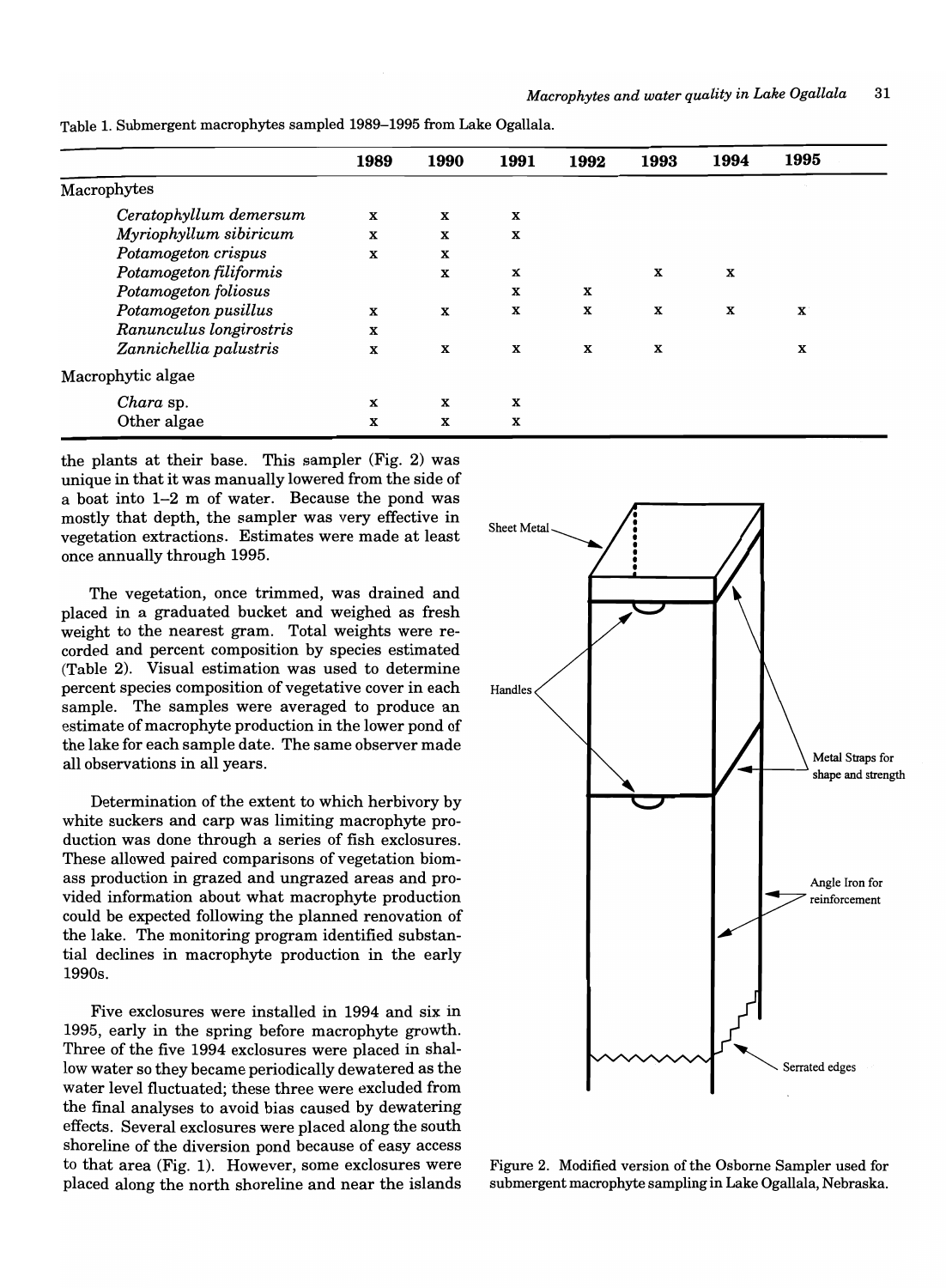Table 1. Submergent macrophytes sampled 1989–1995 from Lake Ogallala.

| | 1989 | 1990 | 1991 | 1992 | 1993 | 1994 | 1995 |
|---|---|---|---|---|---|---|---|
| Macrophytes | | | | | | | |
| *Ceratophyllum demersum* | x | x | x | | | | |
| *Myriophyllum sibiricum* | x | x | x | | | | |
| *Potamogeton crispus* | x | x | | | | | |
| *Potamogeton filiformis* | | x | x | | x | x | |
| *Potamogeton foliosus* | | | x | x | | | |
| *Potamogeton pusillus* | x | x | x | x | x | x | x |
| *Ranunculus longirostris* | x | | | | | | |
| *Zannichellia palustris* | x | x | x | x | x | | x |
| Macrophytic algae | | | | | | | |
| *Chara* sp. | x | x | x | | | | |
| Other algae | x | x | x | | | | |

the plants at their base. This sampler (Fig. 2) was unique in that it was manually lowered from the side of a boat into 1–2 m of water. Because the pond was mostly that depth, the sampler was very effective in vegetation extractions. Estimates were made at least once annually through 1995.

The vegetation, once trimmed, was drained and placed in a graduated bucket and weighed as fresh weight to the nearest gram. Total weights were recorded and percent composition by species estimated (Table 2). Visual estimation was used to determine percent species composition of vegetative cover in each sample. The samples were averaged to produce an estimate of macrophyte production in the lower pond of the lake for each sample date. The same observer made all observations in all years.

Determination of the extent to which herbivory by white suckers and carp was limiting macrophyte production was done through a series of fish exclosures. These allowed paired comparisons of vegetation biomass production in grazed and ungrazed areas and provided information about what macrophyte production could be expected following the planned renovation of the lake. The monitoring program identified substantial declines in macrophyte production in the early 1990s.

Five exclosures were installed in 1994 and six in 1995, early in the spring before macrophyte growth. Three of the five 1994 exclosures were placed in shallow water so they became periodically dewatered as the water level fluctuated; these three were excluded from the final analyses to avoid bias caused by dewatering effects. Several exclosures were placed along the south shoreline of the diversion pond because of easy access to that area (Fig. 1). However, some exclosures were placed along the north shoreline and near the islands

Sheet Metal

Handles

Metal Straps for shape and strength

Angle Iron for reinforcement

Serrated edges

Figure 2. Modified version of the Osborne Sampler used for submergent macrophyte sampling in Lake Ogallala, Nebraska.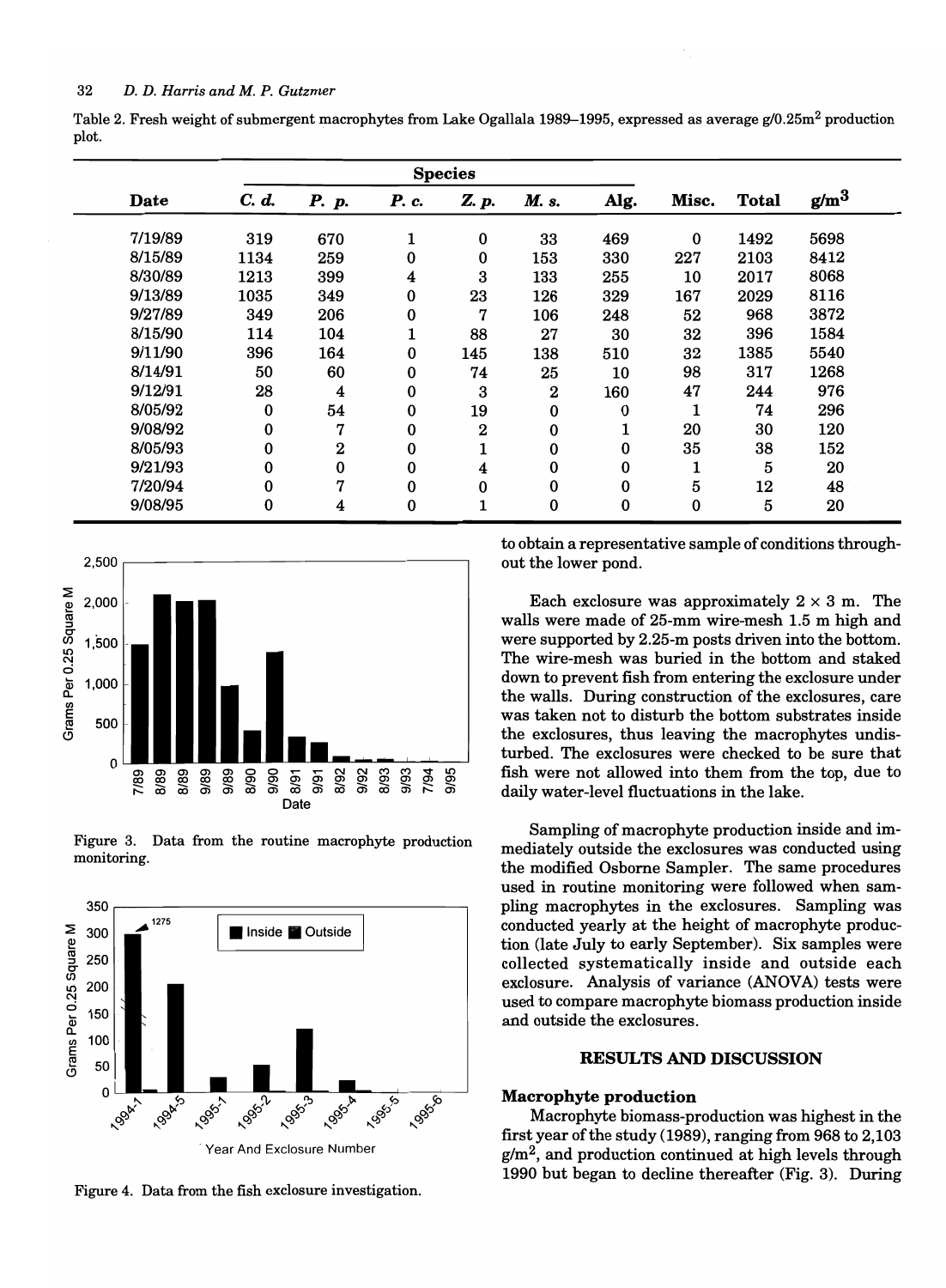Table 2. Fresh weight of submergent macrophytes from Lake Ogallala 1989–1995, expressed as average g/0.25m$^2$ production plot.

| Date | Species | | | | | | | | |
|---|---|---|---|---|---|---|---|---|---|
| | *C. d.* | *P. p.* | *P. c.* | *Z. p.* | *M. s.* | Alg. | Misc. | Total | g/m$^3$ |
| 7/19/89 | 319 | 670 | 1 | 0 | 33 | 469 | 0 | 1492 | 5698 |
| 8/15/89 | 1134 | 259 | 0 | 0 | 153 | 330 | 227 | 2103 | 8412 |
| 8/30/89 | 1213 | 399 | 4 | 3 | 133 | 255 | 10 | 2017 | 8068 |
| 9/13/89 | 1035 | 349 | 0 | 23 | 126 | 329 | 167 | 2029 | 8116 |
| 9/27/89 | 349 | 206 | 0 | 7 | 106 | 248 | 52 | 968 | 3872 |
| 8/15/90 | 114 | 104 | 1 | 88 | 27 | 30 | 32 | 396 | 1584 |
| 9/11/90 | 396 | 164 | 0 | 145 | 138 | 510 | 32 | 1385 | 5540 |
| 8/14/91 | 50 | 60 | 0 | 74 | 25 | 10 | 98 | 317 | 1268 |
| 9/12/91 | 28 | 4 | 0 | 3 | 2 | 160 | 47 | 244 | 976 |
| 8/05/92 | 0 | 54 | 0 | 19 | 0 | 0 | 1 | 74 | 296 |
| 9/08/92 | 0 | 7 | 0 | 2 | 0 | 1 | 20 | 30 | 120 |
| 8/05/93 | 0 | 2 | 0 | 1 | 0 | 0 | 35 | 38 | 152 |
| 9/21/93 | 0 | 0 | 0 | 4 | 0 | 0 | 1 | 5 | 20 |
| 7/20/94 | 0 | 7 | 0 | 0 | 0 | 0 | 5 | 12 | 48 |
| 9/08/95 | 0 | 4 | 0 | 1 | 0 | 0 | 0 | 5 | 20 |

Figure 3. Data from the routine macrophyte production monitoring.

Figure 4. Data from the fish exclosure investigation.

to obtain a representative sample of conditions throughout the lower pond.

Each exclosure was approximately 2 × 3 m. The walls were made of 25-mm wire-mesh 1.5 m high and were supported by 2.25-m posts driven into the bottom. The wire-mesh was buried in the bottom and staked down to prevent fish from entering the exclosure under the walls. During construction of the exclosures, care was taken not to disturb the bottom substrates inside the exclosures, thus leaving the macrophytes undisturbed. The exclosures were checked to be sure that fish were not allowed into them from the top, due to daily water-level fluctuations in the lake.

Sampling of macrophyte production inside and immediately outside the exclosures was conducted using the modified Osborne Sampler. The same procedures used in routine monitoring were followed when sampling macrophytes in the exclosures. Sampling was conducted yearly at the height of macrophyte production (late July to early September). Six samples were collected systematically inside and outside each exclosure. Analysis of variance (ANOVA) tests were used to compare macrophyte biomass production inside and outside the exclosures.

## RESULTS AND DISCUSSION

### Macrophyte production

Macrophyte biomass-production was highest in the first year of the study (1989), ranging from 968 to 2,103 g/m$^2$, and production continued at high levels through 1990 but began to decline thereafter (Fig. 3). During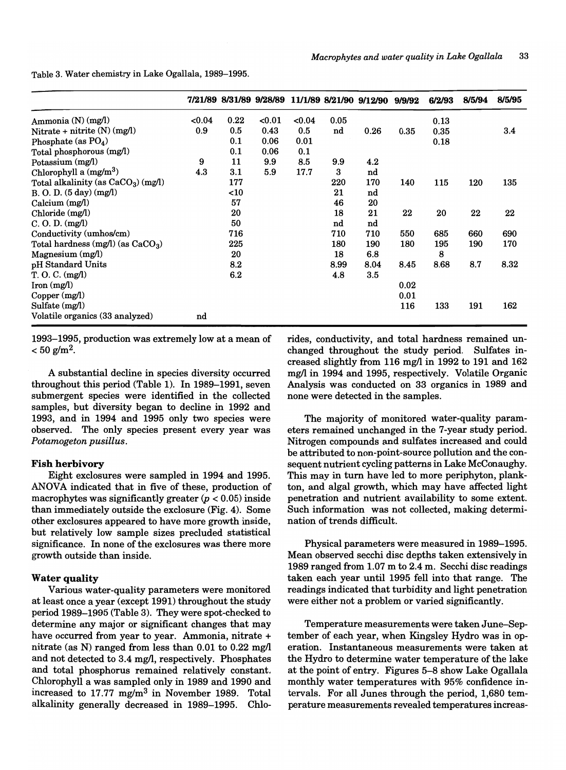Table 3. Water chemistry in Lake Ogallala, 1989–1995.

| | 7/21/89 | 8/31/89 | 9/28/89 | 11/1/89 | 8/21/90 | 9/12/90 | 9/9/92 | 6/2/93 | 8/5/94 | 8/5/95 |
|---|---|---|---|---|---|---|---|---|---|---|
| Ammonia (N) (mg/l) | <0.04 | 0.22 | <0.01 | <0.04 | 0.05 | | | 0.13 | | |
| Nitrate + nitrite (N) (mg/l) | 0.9 | 0.5 | 0.43 | 0.5 | nd | 0.26 | 0.35 | 0.35 | | 3.4 |
| Phosphate (as $PO_4$) | | 0.1 | 0.06 | 0.01 | | | | 0.18 | | |
| Total phosphorous (mg/l) | | 0.1 | 0.06 | 0.1 | | | | | | |
| Potassium (mg/l) | 9 | 11 | 9.9 | 8.5 | 9.9 | 4.2 | | | | |
| Chlorophyll a (mg/m$^3$) | 4.3 | 3.1 | 5.9 | 17.7 | 3 | nd | | | | |
| Total alkalinity (as $CaCO_3$) (mg/l) | | 177 | | | 220 | 170 | 140 | 115 | 120 | 135 |
| B. O. D. (5 day) (mg/l) | | <10 | | | 21 | nd | | | | |
| Calcium (mg/l) | | 57 | | | 46 | 20 | | | | |
| Chloride (mg/l) | | 20 | | | 18 | 21 | 22 | 20 | 22 | 22 |
| C. O. D. (mg/l) | | 50 | | | nd | nd | | | | |
| Conductivity (umhos/cm) | | 716 | | | 710 | 710 | 550 | 685 | 660 | 690 |
| Total hardness (mg/l) (as $CaCO_3$) | | 225 | | | 180 | 190 | 180 | 195 | 190 | 170 |
| Magnesium (mg/l) | | 20 | | | 18 | 6.8 | | 8 | | |
| pH Standard Units | | 8.2 | | | 8.99 | 8.04 | 8.45 | 8.68 | 8.7 | 8.32 |
| T. O. C. (mg/l) | | 6.2 | | | 4.8 | 3.5 | | | | |
| Iron (mg/l) | | | | | | | 0.02 | | | |
| Copper (mg/l) | | | | | | | 0.01 | | | |
| Sulfate (mg/l) | | | | | | | 116 | 133 | 191 | 162 |
| Volatile organics (33 analyzed) | nd | | | | | | | | | |

1993–1995, production was extremely low at a mean of < 50 g/m$^2$.

A substantial decline in species diversity occurred throughout this period (Table 1). In 1989–1991, seven submergent species were identified in the collected samples, but diversity began to decline in 1992 and 1993, and in 1994 and 1995 only two species were observed. The only species present every year was *Potamogeton pusillus*.

### Fish herbivory

Eight exclosures were sampled in 1994 and 1995. ANOVA indicated that in five of these, production of macrophytes was significantly greater ($p < 0.05$) inside than immediately outside the exclosure (Fig. 4). Some other exclosures appeared to have more growth inside, but relatively low sample sizes precluded statistical significance. In none of the exclosures was there more growth outside than inside.

### Water quality

Various water-quality parameters were monitored at least once a year (except 1991) throughout the study period 1989–1995 (Table 3). They were spot-checked to determine any major or significant changes that may have occurred from year to year. Ammonia, nitrate + nitrate (as N) ranged from less than 0.01 to 0.22 mg/l and not detected to 3.4 mg/l, respectively. Phosphates and total phosphorus remained relatively constant. Chlorophyll a was sampled only in 1989 and 1990 and increased to 17.77 mg/m$^3$ in November 1989. Total alkalinity generally decreased in 1989–1995. Chlorides, conductivity, and total hardness remained unchanged throughout the study period. Sulfates increased slightly from 116 mg/l in 1992 to 191 and 162 mg/l in 1994 and 1995, respectively. Volatile Organic Analysis was conducted on 33 organics in 1989 and none were detected in the samples.

The majority of monitored water-quality parameters remained unchanged in the 7-year study period. Nitrogen compounds and sulfates increased and could be attributed to non-point-source pollution and the consequent nutrient cycling patterns in Lake McConaughy. This may in turn have led to more periphyton, plankton, and algal growth, which may have affected light penetration and nutrient availability to some extent. Such information was not collected, making determination of trends difficult.

Physical parameters were measured in 1989–1995. Mean observed secchi disc depths taken extensively in 1989 ranged from 1.07 m to 2.4 m. Secchi disc readings taken each year until 1995 fell into that range. The readings indicated that turbidity and light penetration were either not a problem or varied significantly.

Temperature measurements were taken June–September of each year, when Kingsley Hydro was in operation. Instantaneous measurements were taken at the Hydro to determine water temperature of the lake at the point of entry. Figures 5–8 show Lake Ogallala monthly water temperatures with 95% confidence intervals. For all Junes through the period, 1,680 temperature measurements revealed temperatures increas-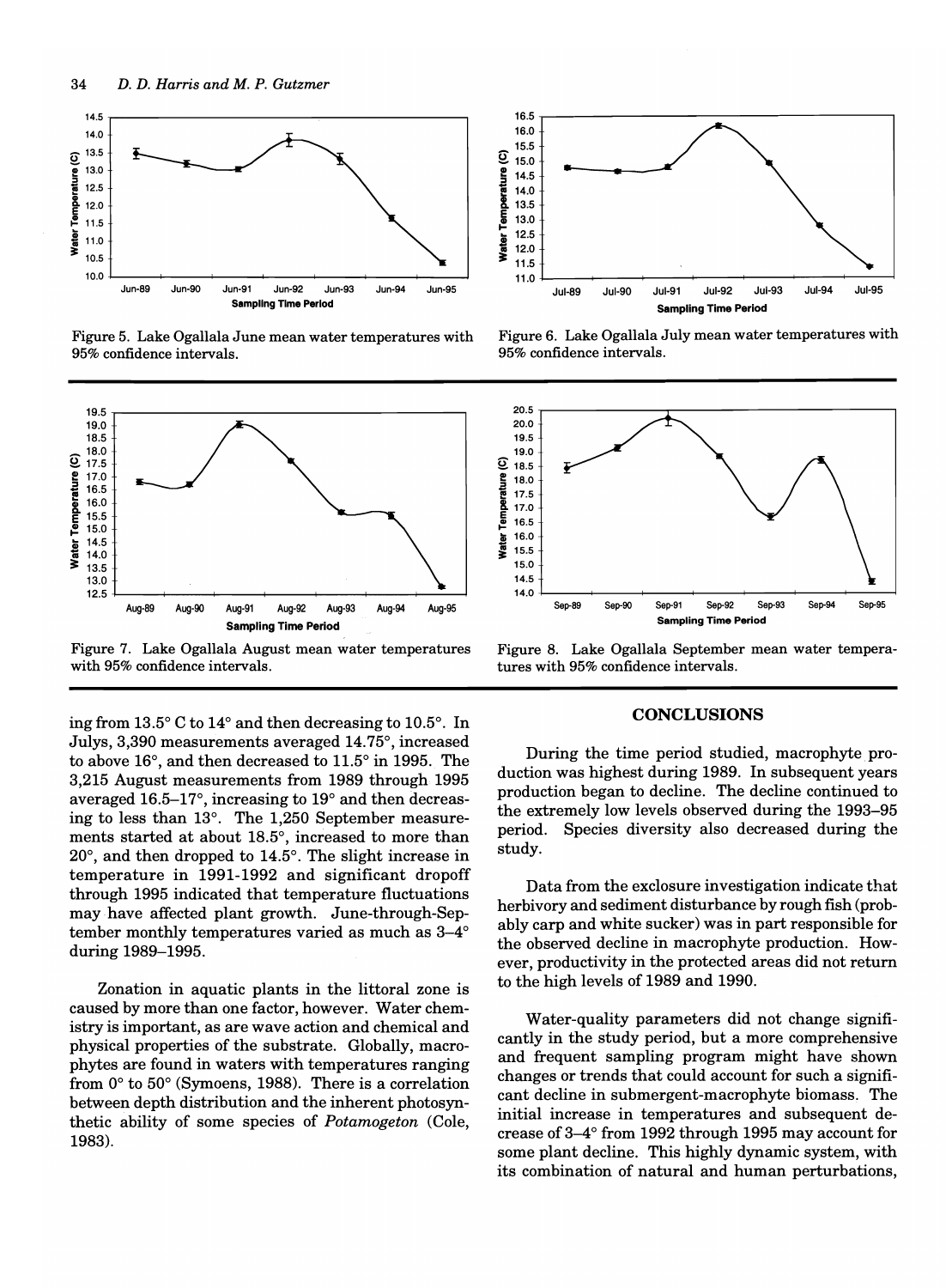Figure 5. Lake Ogallala June mean water temperatures with 95% confidence intervals.

Figure 6. Lake Ogallala July mean water temperatures with 95% confidence intervals.

Figure 7. Lake Ogallala August mean water temperatures with 95% confidence intervals.

Figure 8. Lake Ogallala September mean water temperatures with 95% confidence intervals.

ing from 13.5° C to 14° and then decreasing to 10.5°. In Julys, 3,390 measurements averaged 14.75°, increased to above 16°, and then decreased to 11.5° in 1995. The 3,215 August measurements from 1989 through 1995 averaged 16.5–17°, increasing to 19° and then decreasing to less than 13°. The 1,250 September measurements started at about 18.5°, increased to more than 20°, and then dropped to 14.5°. The slight increase in temperature in 1991-1992 and significant dropoff through 1995 indicated that temperature fluctuations may have affected plant growth. June-through-September monthly temperatures varied as much as 3–4° during 1989–1995.

Zonation in aquatic plants in the littoral zone is caused by more than one factor, however. Water chemistry is important, as are wave action and chemical and physical properties of the substrate. Globally, macrophytes are found in waters with temperatures ranging from 0° to 50° (Symoens, 1988). There is a correlation between depth distribution and the inherent photosynthetic ability of some species of *Potamogeton* (Cole, 1983).

## CONCLUSIONS

During the time period studied, macrophyte production was highest during 1989. In subsequent years production began to decline. The decline continued to the extremely low levels observed during the 1993–95 period. Species diversity also decreased during the study.

Data from the exclosure investigation indicate that herbivory and sediment disturbance by rough fish (probably carp and white sucker) was in part responsible for the observed decline in macrophyte production. However, productivity in the protected areas did not return to the high levels of 1989 and 1990.

Water-quality parameters did not change significantly in the study period, but a more comprehensive and frequent sampling program might have shown changes or trends that could account for such a significant decline in submergent-macrophyte biomass. The initial increase in temperatures and subsequent decrease of 3–4° from 1992 through 1995 may account for some plant decline. This highly dynamic system, with its combination of natural and human perturbations,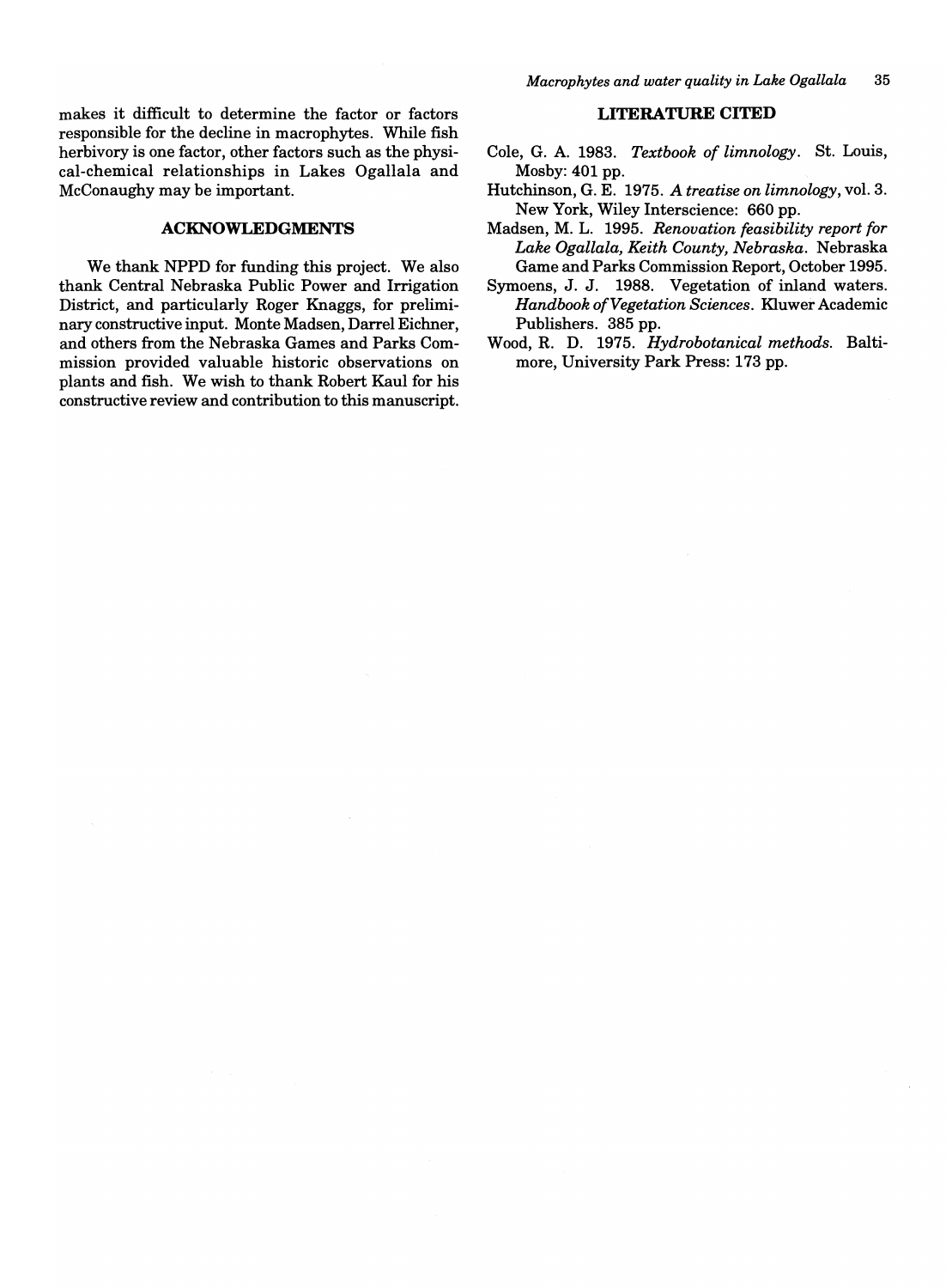makes it difficult to determine the factor or factors responsible for the decline in macrophytes. While fish herbivory is one factor, other factors such as the physical-chemical relationships in Lakes Ogallala and McConaughy may be important.

## ACKNOWLEDGMENTS

We thank NPPD for funding this project. We also thank Central Nebraska Public Power and Irrigation District, and particularly Roger Knaggs, for preliminary constructive input. Monte Madsen, Darrel Eichner, and others from the Nebraska Games and Parks Commission provided valuable historic observations on plants and fish. We wish to thank Robert Kaul for his constructive review and contribution to this manuscript.

## LITERATURE CITED

Cole, G. A. 1983. *Textbook of limnology*. St. Louis, Mosby: 401 pp.

Hutchinson, G. E. 1975. *A treatise on limnology*, vol. 3. New York, Wiley Interscience: 660 pp.

Madsen, M. L. 1995. *Renovation feasibility report for Lake Ogallala, Keith County, Nebraska*. Nebraska Game and Parks Commission Report, October 1995.

Symoens, J. J. 1988. Vegetation of inland waters. *Handbook of Vegetation Sciences*. Kluwer Academic Publishers. 385 pp.

Wood, R. D. 1975. *Hydrobotanical methods*. Baltimore, University Park Press: 173 pp.